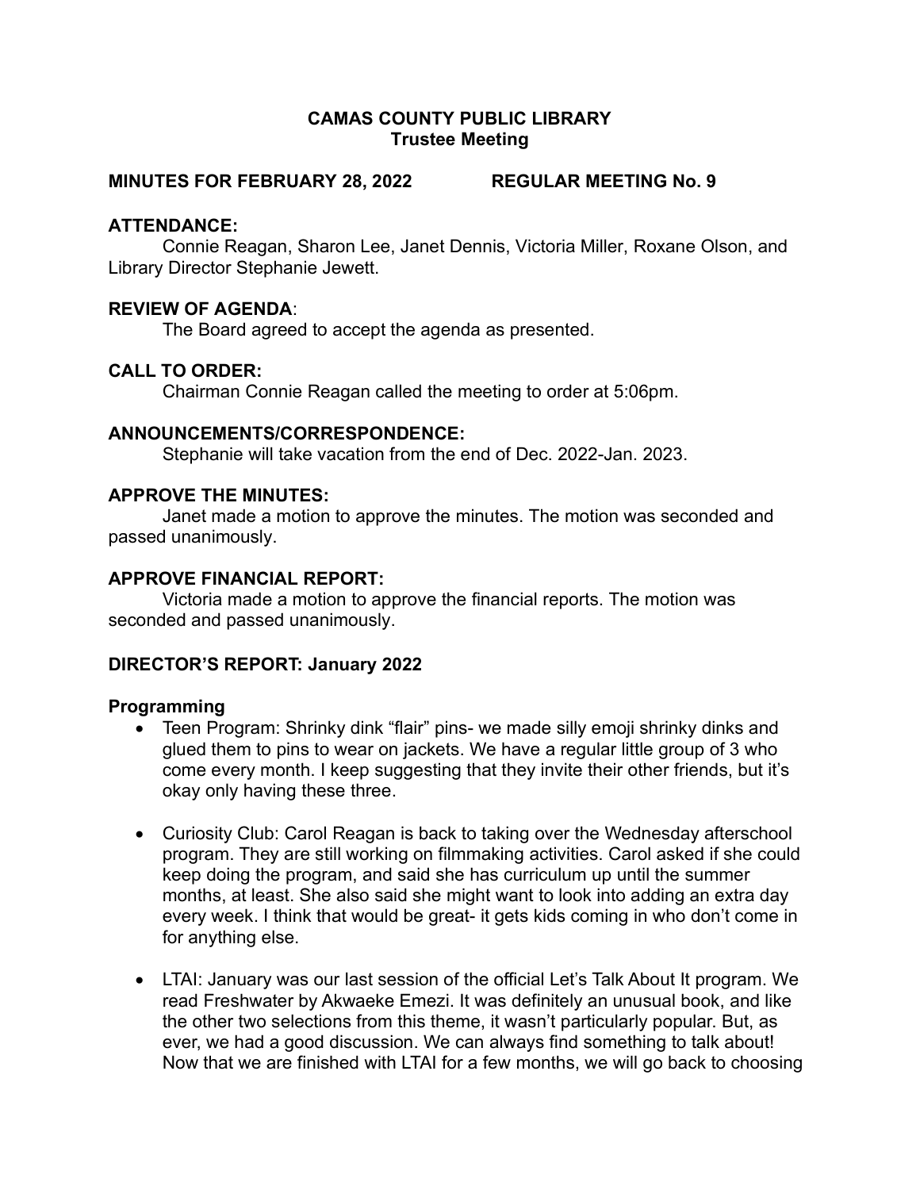# CAMAS COUNTY PUBLIC LIBRARY
## Trustee Meeting

**MINUTES FOR FEBRUARY 28, 2022 REGULAR MEETING No. 9**

**ATTENDANCE:**

Connie Reagan, Sharon Lee, Janet Dennis, Victoria Miller, Roxane Olson, and Library Director Stephanie Jewett.

**REVIEW OF AGENDA**:

The Board agreed to accept the agenda as presented.

**CALL TO ORDER:**

Chairman Connie Reagan called the meeting to order at 5:06pm.

**ANNOUNCEMENTS/CORRESPONDENCE:**

Stephanie will take vacation from the end of Dec. 2022-Jan. 2023.

**APPROVE THE MINUTES:**

Janet made a motion to approve the minutes. The motion was seconded and passed unanimously.

**APPROVE FINANCIAL REPORT:**

Victoria made a motion to approve the financial reports. The motion was seconded and passed unanimously.

**DIRECTOR'S REPORT: January 2022**

**Programming**

- Teen Program: Shrinky dink "flair" pins- we made silly emoji shrinky dinks and glued them to pins to wear on jackets. We have a regular little group of 3 who come every month. I keep suggesting that they invite their other friends, but it's okay only having these three.

- Curiosity Club: Carol Reagan is back to taking over the Wednesday afterschool program. They are still working on filmmaking activities. Carol asked if she could keep doing the program, and said she has curriculum up until the summer months, at least. She also said she might want to look into adding an extra day every week. I think that would be great- it gets kids coming in who don't come in for anything else.

- LTAI: January was our last session of the official Let's Talk About It program. We read Freshwater by Akwaeke Emezi. It was definitely an unusual book, and like the other two selections from this theme, it wasn't particularly popular. But, as ever, we had a good discussion. We can always find something to talk about! Now that we are finished with LTAI for a few months, we will go back to choosing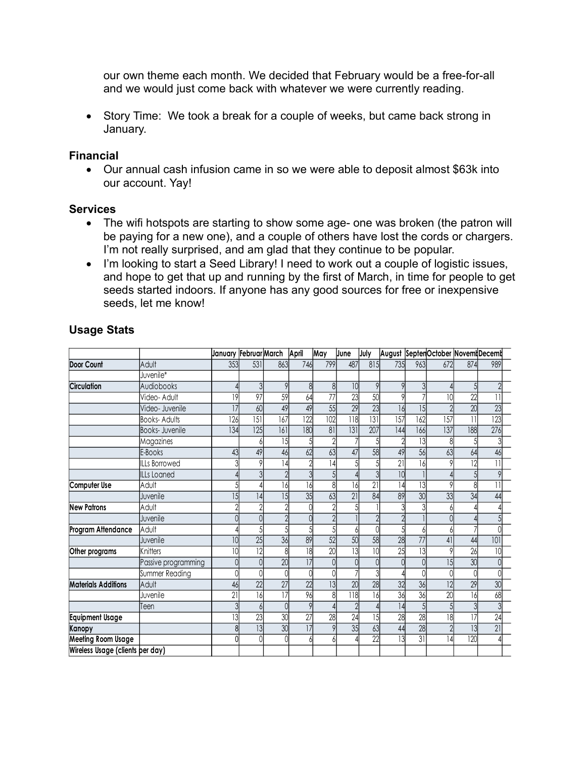our own theme each month. We decided that February would be a free-for-all and we would just come back with whatever we were currently reading.

- Story Time: We took a break for a couple of weeks, but came back strong in January.

### Financial

- Our annual cash infusion came in so we were able to deposit almost $63k into our account. Yay!

### Services

- The wifi hotspots are starting to show some age- one was broken (the patron will be paying for a new one), and a couple of others have lost the cords or chargers. I'm not really surprised, and am glad that they continue to be popular.
- I'm looking to start a Seed Library! I need to work out a couple of logistic issues, and hope to get that up and running by the first of March, in time for people to get seeds started indoors. If anyone has any good sources for free or inexpensive seeds, let me know!

### Usage Stats

| | | January | Februar | March | April | May | June | July | August | Septen | October | Novemb | Decemb |
|---|---|---|---|---|---|---|---|---|---|---|---|---|---|
| **Door Count** | Adult | 353 | 531 | 863 | 746 | 799 | 487 | 815 | 735 | 963 | 672 | 874 | 989 |
| | Juvenile* | | | | | | | | | | | | |
| **Circulation** | Audiobooks | 4 | 3 | 9 | 8 | 8 | 10 | 9 | 9 | 3 | 4 | 5 | 2 |
| | Video- Adult | 19 | 97 | 59 | 64 | 77 | 23 | 50 | 9 | 7 | 10 | 22 | 11 |
| | Video- Juvenile | 17 | 60 | 49 | 49 | 55 | 29 | 23 | 16 | 15 | 2 | 20 | 23 |
| | Books- Adults | 126 | 151 | 167 | 122 | 102 | 118 | 131 | 157 | 162 | 157 | 11 | 123 |
| | Books- Juvenile | 134 | 125 | 161 | 180 | 81 | 131 | 207 | 144 | 166 | 137 | 188 | 276 |
| | Magazines | | 6 | 15 | 5 | 2 | 7 | 5 | 2 | 13 | 8 | 5 | 3 |
| | E-Books | 43 | 49 | 46 | 62 | 63 | 47 | 58 | 49 | 56 | 63 | 64 | 46 |
| | ILLs Borrowed | 3 | 9 | 14 | 2 | 14 | 5 | 5 | 21 | 16 | 9 | 12 | 11 |
| | ILLs Loaned | 4 | 3 | 2 | 3 | 5 | 4 | 3 | 10 | 1 | 4 | 5 | 9 |
| **Computer Use** | Adult | 5 | 4 | 16 | 16 | 8 | 16 | 21 | 14 | 13 | 9 | 8 | 11 |
| | Juvenile | 15 | 14 | 15 | 35 | 63 | 21 | 84 | 89 | 30 | 33 | 34 | 44 |
| **New Patrons** | Adult | 2 | 2 | 2 | 0 | 2 | 5 | 1 | 3 | 3 | 6 | 4 | 4 |
| | Juvenile | 0 | 0 | 2 | 0 | 2 | 1 | 2 | 2 | 1 | 0 | 4 | 5 |
| **Program Attendance** | Adult | 4 | 5 | 5 | 5 | 5 | 6 | 0 | 5 | 6 | 6 | 7 | 0 |
| | Juvenile | 10 | 25 | 36 | 89 | 52 | 50 | 58 | 28 | 77 | 41 | 44 | 101 |
| **Other programs** | Knitters | 10 | 12 | 8 | 18 | 20 | 13 | 10 | 25 | 13 | 9 | 26 | 10 |
| | Passive programming | 0 | 0 | 20 | 17 | 0 | 0 | 0 | 0 | 0 | 15 | 30 | 0 |
| | Summer Reading | 0 | 0 | 0 | 0 | 0 | 7 | 3 | 4 | 0 | 0 | 0 | 0 |
| **Materials Additions** | Adult | 46 | 22 | 27 | 22 | 13 | 20 | 28 | 32 | 36 | 12 | 29 | 30 |
| | Juvenile | 21 | 16 | 17 | 96 | 8 | 118 | 16 | 36 | 36 | 20 | 16 | 68 |
| | Teen | 3 | 6 | 0 | 9 | 4 | 2 | 4 | 14 | 5 | 5 | 3 | 3 |
| **Equipment Usage** | | 13 | 23 | 30 | 27 | 28 | 24 | 15 | 28 | 28 | 18 | 17 | 24 |
| **Kanopy** | | 8 | 13 | 30 | 17 | 9 | 35 | 63 | 44 | 28 | 2 | 13 | 21 |
| **Meeting Room Usage** | | 0 | 0 | 0 | 6 | 6 | 4 | 22 | 13 | 31 | 14 | 120 | 4 |
| **Wireless Usage (clients per day)** | | | | | | | | | | | | | |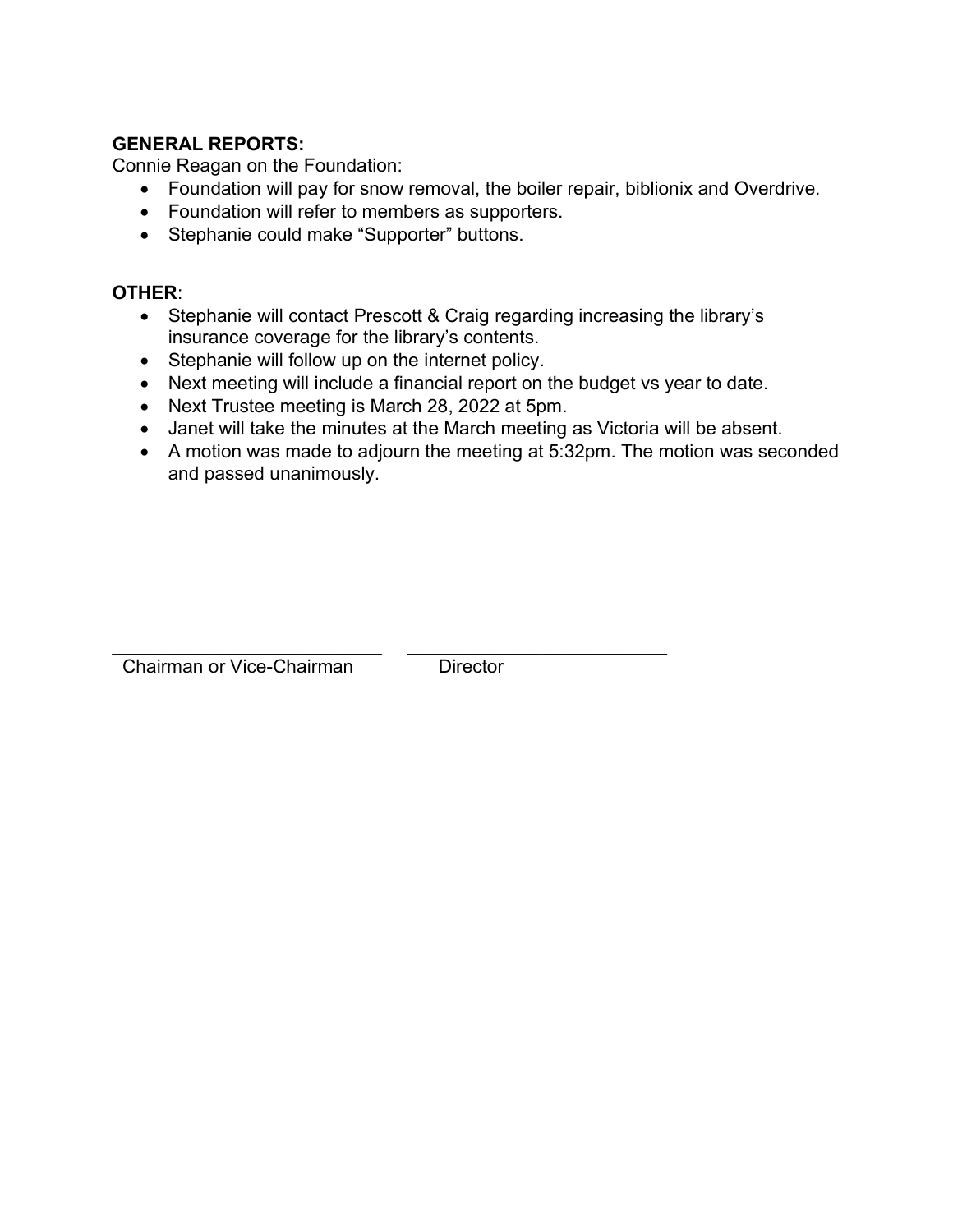**GENERAL REPORTS:**

Connie Reagan on the Foundation:

- Foundation will pay for snow removal, the boiler repair, biblionix and Overdrive.
- Foundation will refer to members as supporters.
- Stephanie could make “Supporter” buttons.

**OTHER**:

- Stephanie will contact Prescott & Craig regarding increasing the library’s insurance coverage for the library’s contents.
- Stephanie will follow up on the internet policy.
- Next meeting will include a financial report on the budget vs year to date.
- Next Trustee meeting is March 28, 2022 at 5pm.
- Janet will take the minutes at the March meeting as Victoria will be absent.
- A motion was made to adjourn the meeting at 5:32pm. The motion was seconded and passed unanimously.

\_\_\_\_\_\_\_\_\_\_\_\_\_\_\_\_\_\_\_\_\_\_\_\_\_\_\_ \_\_\_\_\_\_\_\_\_\_\_\_\_\_\_\_\_\_\_\_\_\_\_\_\_\_

Chairman or Vice-Chairman Director